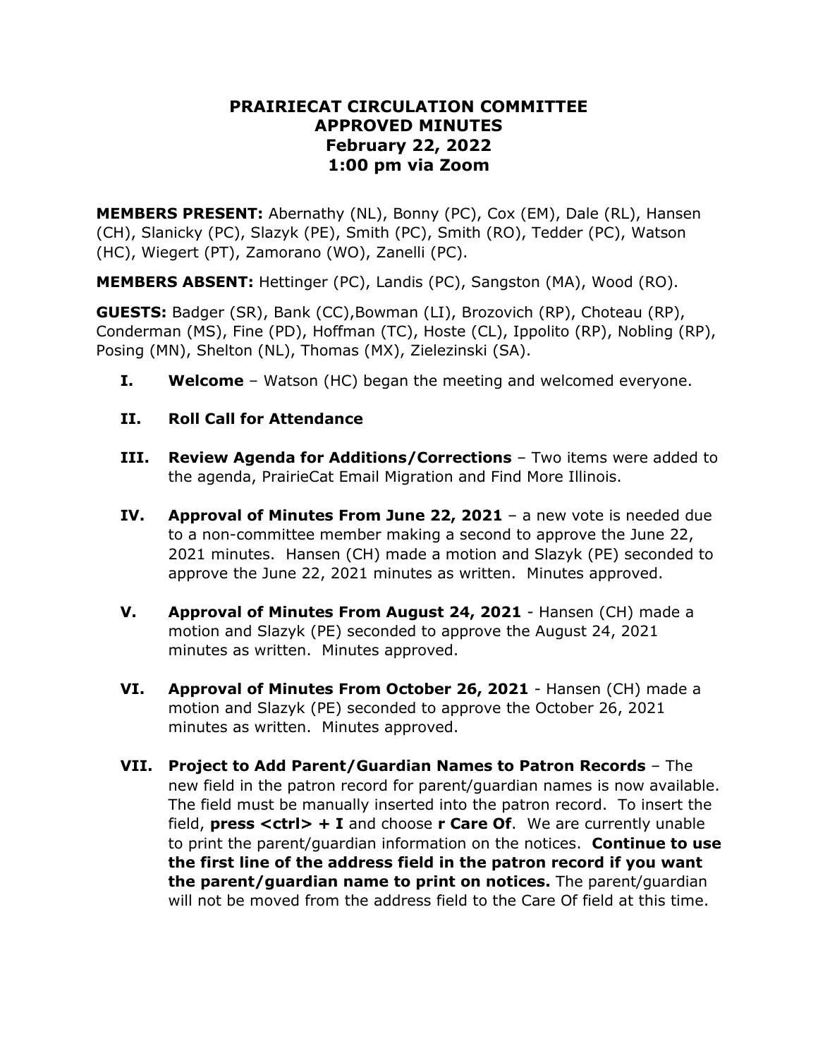# PRAIRIECAT CIRCULATION COMMITTEE
# APPROVED MINUTES
# February 22, 2022
# 1:00 pm via Zoom

**MEMBERS PRESENT:** Abernathy (NL), Bonny (PC), Cox (EM), Dale (RL), Hansen (CH), Slanicky (PC), Slazyk (PE), Smith (PC), Smith (RO), Tedder (PC), Watson (HC), Wiegert (PT), Zamorano (WO), Zanelli (PC).

**MEMBERS ABSENT:** Hettinger (PC), Landis (PC), Sangston (MA), Wood (RO).

**GUESTS:** Badger (SR), Bank (CC),Bowman (LI), Brozovich (RP), Choteau (RP), Conderman (MS), Fine (PD), Hoffman (TC), Hoste (CL), Ippolito (RP), Nobling (RP), Posing (MN), Shelton (NL), Thomas (MX), Zielezinski (SA).

**I. Welcome** – Watson (HC) began the meeting and welcomed everyone.

**II. Roll Call for Attendance**

**III. Review Agenda for Additions/Corrections** – Two items were added to the agenda, PrairieCat Email Migration and Find More Illinois.

**IV. Approval of Minutes From June 22, 2021** – a new vote is needed due to a non-committee member making a second to approve the June 22, 2021 minutes. Hansen (CH) made a motion and Slazyk (PE) seconded to approve the June 22, 2021 minutes as written. Minutes approved.

**V. Approval of Minutes From August 24, 2021** - Hansen (CH) made a motion and Slazyk (PE) seconded to approve the August 24, 2021 minutes as written. Minutes approved.

**VI. Approval of Minutes From October 26, 2021** - Hansen (CH) made a motion and Slazyk (PE) seconded to approve the October 26, 2021 minutes as written. Minutes approved.

**VII. Project to Add Parent/Guardian Names to Patron Records** – The new field in the patron record for parent/guardian names is now available. The field must be manually inserted into the patron record. To insert the field, **press <ctrl> + I** and choose **r Care Of**. We are currently unable to print the parent/guardian information on the notices. **Continue to use the first line of the address field in the patron record if you want the parent/guardian name to print on notices.** The parent/guardian will not be moved from the address field to the Care Of field at this time.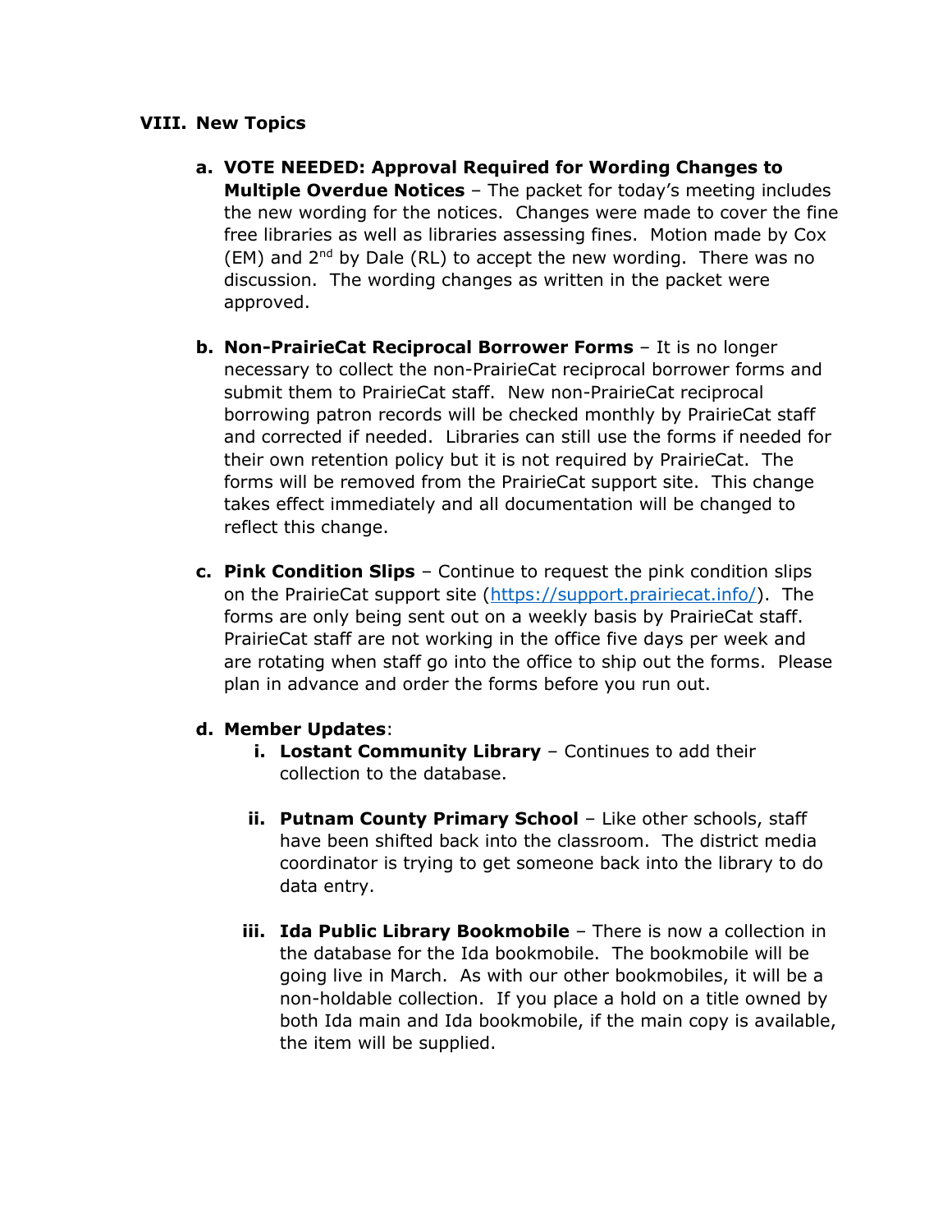## VIII. New Topics

a. **VOTE NEEDED: Approval Required for Wording Changes to Multiple Overdue Notices** – The packet for today's meeting includes the new wording for the notices. Changes were made to cover the fine free libraries as well as libraries assessing fines. Motion made by Cox (EM) and 2nd by Dale (RL) to accept the new wording. There was no discussion. The wording changes as written in the packet were approved.

b. **Non-PrairieCat Reciprocal Borrower Forms** – It is no longer necessary to collect the non-PrairieCat reciprocal borrower forms and submit them to PrairieCat staff. New non-PrairieCat reciprocal borrowing patron records will be checked monthly by PrairieCat staff and corrected if needed. Libraries can still use the forms if needed for their own retention policy but it is not required by PrairieCat. The forms will be removed from the PrairieCat support site. This change takes effect immediately and all documentation will be changed to reflect this change.

c. **Pink Condition Slips** – Continue to request the pink condition slips on the PrairieCat support site (https://support.prairiecat.info/). The forms are only being sent out on a weekly basis by PrairieCat staff. PrairieCat staff are not working in the office five days per week and are rotating when staff go into the office to ship out the forms. Please plan in advance and order the forms before you run out.

d. **Member Updates**:

   i. **Lostant Community Library** – Continues to add their collection to the database.

   ii. **Putnam County Primary School** – Like other schools, staff have been shifted back into the classroom. The district media coordinator is trying to get someone back into the library to do data entry.

   iii. **Ida Public Library Bookmobile** – There is now a collection in the database for the Ida bookmobile. The bookmobile will be going live in March. As with our other bookmobiles, it will be a non-holdable collection. If you place a hold on a title owned by both Ida main and Ida bookmobile, if the main copy is available, the item will be supplied.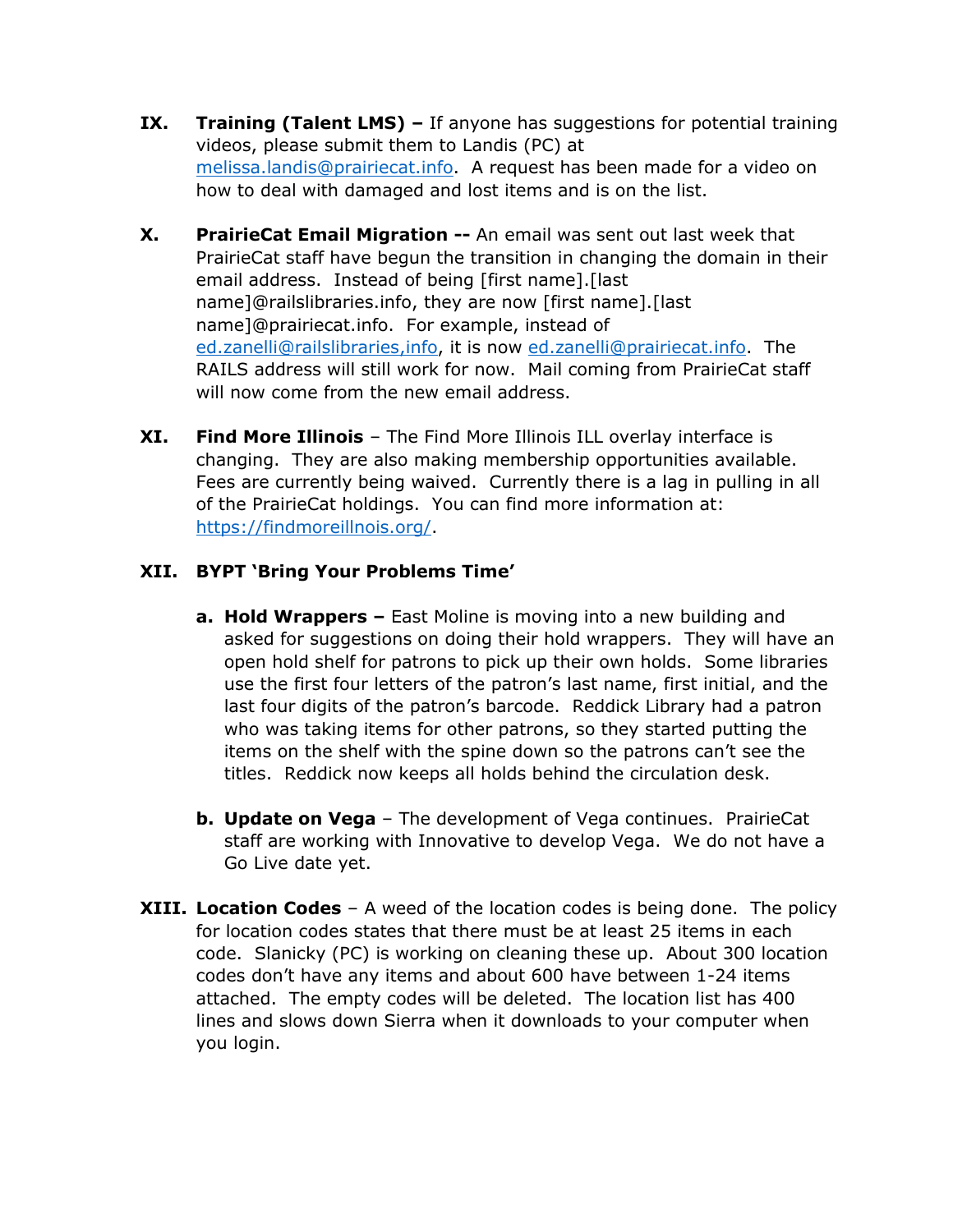**IX. Training (Talent LMS) –** If anyone has suggestions for potential training videos, please submit them to Landis (PC) at melissa.landis@prairiecat.info. A request has been made for a video on how to deal with damaged and lost items and is on the list.

**X. PrairieCat Email Migration --** An email was sent out last week that PrairieCat staff have begun the transition in changing the domain in their email address. Instead of being [first name].[last name]@railslibraries.info, they are now [first name].[last name]@prairiecat.info. For example, instead of ed.zanelli@railslibraries,info, it is now ed.zanelli@prairiecat.info. The RAILS address will still work for now. Mail coming from PrairieCat staff will now come from the new email address.

**XI. Find More Illinois** – The Find More Illinois ILL overlay interface is changing. They are also making membership opportunities available. Fees are currently being waived. Currently there is a lag in pulling in all of the PrairieCat holdings. You can find more information at: https://findmoreillnois.org/.

**XII. BYPT 'Bring Your Problems Time'**

a. **Hold Wrappers –** East Moline is moving into a new building and asked for suggestions on doing their hold wrappers. They will have an open hold shelf for patrons to pick up their own holds. Some libraries use the first four letters of the patron's last name, first initial, and the last four digits of the patron's barcode. Reddick Library had a patron who was taking items for other patrons, so they started putting the items on the shelf with the spine down so the patrons can't see the titles. Reddick now keeps all holds behind the circulation desk.

b. **Update on Vega** – The development of Vega continues. PrairieCat staff are working with Innovative to develop Vega. We do not have a Go Live date yet.

**XIII. Location Codes** – A weed of the location codes is being done. The policy for location codes states that there must be at least 25 items in each code. Slanicky (PC) is working on cleaning these up. About 300 location codes don't have any items and about 600 have between 1-24 items attached. The empty codes will be deleted. The location list has 400 lines and slows down Sierra when it downloads to your computer when you login.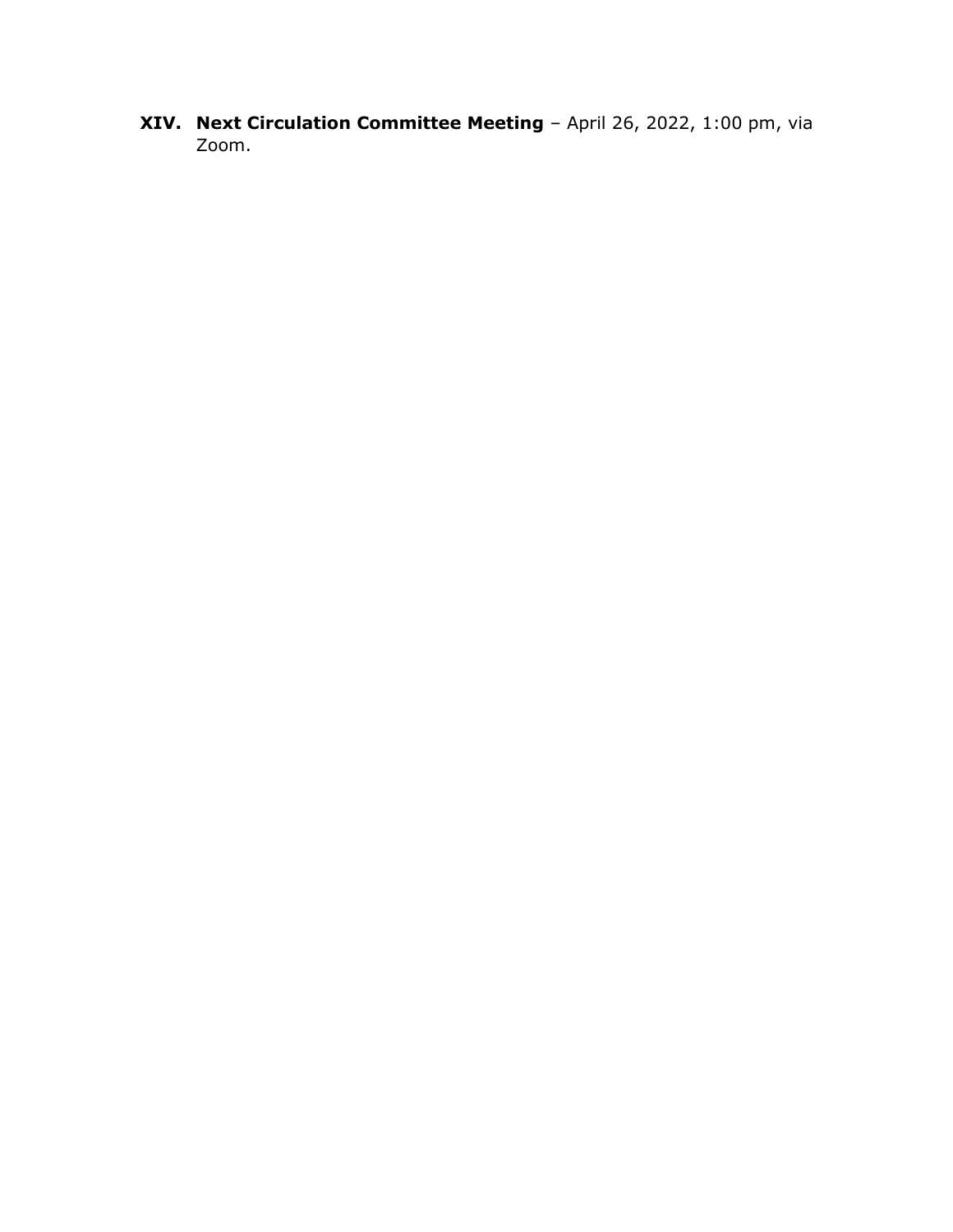XIV. **Next Circulation Committee Meeting** – April 26, 2022, 1:00 pm, via Zoom.